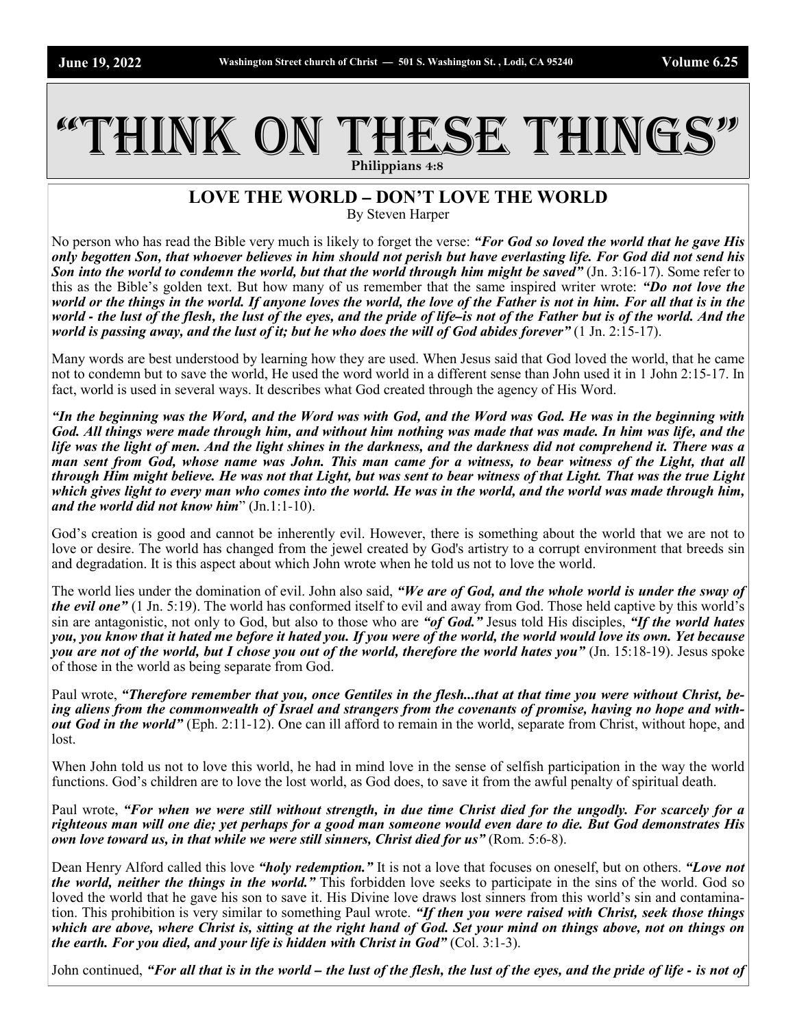# "THINK ON THESE THINGS"

Philippians 4:8

## LOVE THE WORLD – DON'T LOVE THE WORLD

By Steven Harper

No person who has read the Bible very much is likely to forget the verse: ***"For God so loved the world that he gave His only begotten Son, that whoever believes in him should not perish but have everlasting life. For God did not send his Son into the world to condemn the world, but that the world through him might be saved"*** (Jn. 3:16-17). Some refer to this as the Bible's golden text. But how many of us remember that the same inspired writer wrote: ***"Do not love the world or the things in the world. If anyone loves the world, the love of the Father is not in him. For all that is in the world - the lust of the flesh, the lust of the eyes, and the pride of life–is not of the Father but is of the world. And the world is passing away, and the lust of it; but he who does the will of God abides forever"*** (1 Jn. 2:15-17).

Many words are best understood by learning how they are used. When Jesus said that God loved the world, that he came not to condemn but to save the world, He used the word world in a different sense than John used it in 1 John 2:15-17. In fact, world is used in several ways. It describes what God created through the agency of His Word.

***"In the beginning was the Word, and the Word was with God, and the Word was God. He was in the beginning with God. All things were made through him, and without him nothing was made that was made. In him was life, and the life was the light of men. And the light shines in the darkness, and the darkness did not comprehend it. There was a man sent from God, whose name was John. This man came for a witness, to bear witness of the Light, that all through Him might believe. He was not that Light, but was sent to bear witness of that Light. That was the true Light which gives light to every man who comes into the world. He was in the world, and the world was made through him, and the world did not know him***" (Jn.1:1-10).

God's creation is good and cannot be inherently evil. However, there is something about the world that we are not to love or desire. The world has changed from the jewel created by God's artistry to a corrupt environment that breeds sin and degradation. It is this aspect about which John wrote when he told us not to love the world.

The world lies under the domination of evil. John also said, ***"We are of God, and the whole world is under the sway of the evil one"*** (1 Jn. 5:19). The world has conformed itself to evil and away from God. Those held captive by this world's sin are antagonistic, not only to God, but also to those who are ***"of God."*** Jesus told His disciples, ***"If the world hates you, you know that it hated me before it hated you. If you were of the world, the world would love its own. Yet because you are not of the world, but I chose you out of the world, therefore the world hates you"*** (Jn. 15:18-19). Jesus spoke of those in the world as being separate from God.

Paul wrote, ***"Therefore remember that you, once Gentiles in the flesh...that at that time you were without Christ, being aliens from the commonwealth of Israel and strangers from the covenants of promise, having no hope and without God in the world"*** (Eph. 2:11-12). One can ill afford to remain in the world, separate from Christ, without hope, and lost.

When John told us not to love this world, he had in mind love in the sense of selfish participation in the way the world functions. God's children are to love the lost world, as God does, to save it from the awful penalty of spiritual death.

Paul wrote, ***"For when we were still without strength, in due time Christ died for the ungodly. For scarcely for a righteous man will one die; yet perhaps for a good man someone would even dare to die. But God demonstrates His own love toward us, in that while we were still sinners, Christ died for us"*** (Rom. 5:6-8).

Dean Henry Alford called this love ***"holy redemption."*** It is not a love that focuses on oneself, but on others. ***"Love not the world, neither the things in the world."*** This forbidden love seeks to participate in the sins of the world. God so loved the world that he gave his son to save it. His Divine love draws lost sinners from this world's sin and contamination. This prohibition is very similar to something Paul wrote. ***"If then you were raised with Christ, seek those things which are above, where Christ is, sitting at the right hand of God. Set your mind on things above, not on things on the earth. For you died, and your life is hidden with Christ in God"*** (Col. 3:1-3).

John continued, ***"For all that is in the world – the lust of the flesh, the lust of the eyes, and the pride of life - is not of***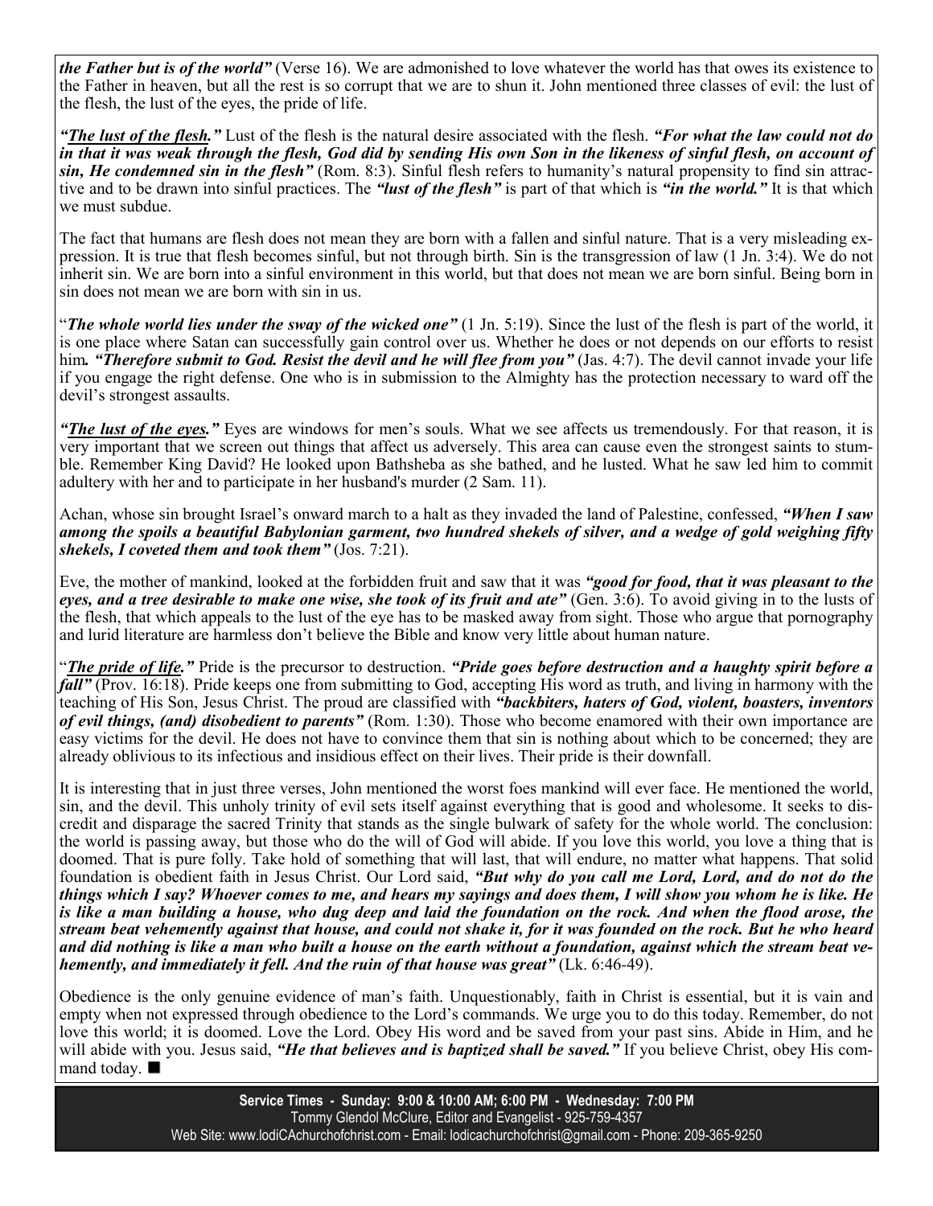***the Father but is of the world"*** (Verse 16). We are admonished to love whatever the world has that owes its existence to the Father in heaven, but all the rest is so corrupt that we are to shun it. John mentioned three classes of evil: the lust of the flesh, the lust of the eyes, the pride of life.

***"The lust of the flesh."*** Lust of the flesh is the natural desire associated with the flesh. ***"For what the law could not do in that it was weak through the flesh, God did by sending His own Son in the likeness of sinful flesh, on account of sin, He condemned sin in the flesh"*** (Rom. 8:3). Sinful flesh refers to humanity's natural propensity to find sin attractive and to be drawn into sinful practices. The ***"lust of the flesh"*** is part of that which is ***"in the world."*** It is that which we must subdue.

The fact that humans are flesh does not mean they are born with a fallen and sinful nature. That is a very misleading expression. It is true that flesh becomes sinful, but not through birth. Sin is the transgression of law (1 Jn. 3:4). We do not inherit sin. We are born into a sinful environment in this world, but that does not mean we are born sinful. Being born in sin does not mean we are born with sin in us.

"***The whole world lies under the sway of the wicked one"*** (1 Jn. 5:19). Since the lust of the flesh is part of the world, it is one place where Satan can successfully gain control over us. Whether he does or not depends on our efforts to resist him***. "Therefore submit to God. Resist the devil and he will flee from you"*** (Jas. 4:7). The devil cannot invade your life if you engage the right defense. One who is in submission to the Almighty has the protection necessary to ward off the devil's strongest assaults.

***"The lust of the eyes."*** Eyes are windows for men's souls. What we see affects us tremendously. For that reason, it is very important that we screen out things that affect us adversely. This area can cause even the strongest saints to stumble. Remember King David? He looked upon Bathsheba as she bathed, and he lusted. What he saw led him to commit adultery with her and to participate in her husband's murder (2 Sam. 11).

Achan, whose sin brought Israel's onward march to a halt as they invaded the land of Palestine, confessed, ***"When I saw among the spoils a beautiful Babylonian garment, two hundred shekels of silver, and a wedge of gold weighing fifty shekels, I coveted them and took them"*** (Jos. 7:21).

Eve, the mother of mankind, looked at the forbidden fruit and saw that it was ***"good for food, that it was pleasant to the eyes, and a tree desirable to make one wise, she took of its fruit and ate"*** (Gen. 3:6). To avoid giving in to the lusts of the flesh, that which appeals to the lust of the eye has to be masked away from sight. Those who argue that pornography and lurid literature are harmless don't believe the Bible and know very little about human nature.

"***The pride of life."*** Pride is the precursor to destruction. ***"Pride goes before destruction and a haughty spirit before a fall"*** (Prov. 16:18). Pride keeps one from submitting to God, accepting His word as truth, and living in harmony with the teaching of His Son, Jesus Christ. The proud are classified with ***"backbiters, haters of God, violent, boasters, inventors of evil things, (and) disobedient to parents"*** (Rom. 1:30). Those who become enamored with their own importance are easy victims for the devil. He does not have to convince them that sin is nothing about which to be concerned; they are already oblivious to its infectious and insidious effect on their lives. Their pride is their downfall.

It is interesting that in just three verses, John mentioned the worst foes mankind will ever face. He mentioned the world, sin, and the devil. This unholy trinity of evil sets itself against everything that is good and wholesome. It seeks to discredit and disparage the sacred Trinity that stands as the single bulwark of safety for the whole world. The conclusion: the world is passing away, but those who do the will of God will abide. If you love this world, you love a thing that is doomed. That is pure folly. Take hold of something that will last, that will endure, no matter what happens. That solid foundation is obedient faith in Jesus Christ. Our Lord said, ***"But why do you call me Lord, Lord, and do not do the things which I say? Whoever comes to me, and hears my sayings and does them, I will show you whom he is like. He is like a man building a house, who dug deep and laid the foundation on the rock. And when the flood arose, the stream beat vehemently against that house, and could not shake it, for it was founded on the rock. But he who heard and did nothing is like a man who built a house on the earth without a foundation, against which the stream beat vehemently, and immediately it fell. And the ruin of that house was great"*** (Lk. 6:46-49).

Obedience is the only genuine evidence of man's faith. Unquestionably, faith in Christ is essential, but it is vain and empty when not expressed through obedience to the Lord's commands. We urge you to do this today. Remember, do not love this world; it is doomed. Love the Lord. Obey His word and be saved from your past sins. Abide in Him, and he will abide with you. Jesus said, ***"He that believes and is baptized shall be saved."*** If you believe Christ, obey His command today. ■

**Service Times - Sunday: 9:00 & 10:00 AM; 6:00 PM - Wednesday: 7:00 PM**

Tommy Glendol McClure, Editor and Evangelist - 925-759-4357

Web Site: www.lodiCAchurchofchrist.com - Email: lodicachurchofchrist@gmail.com - Phone: 209-365-9250